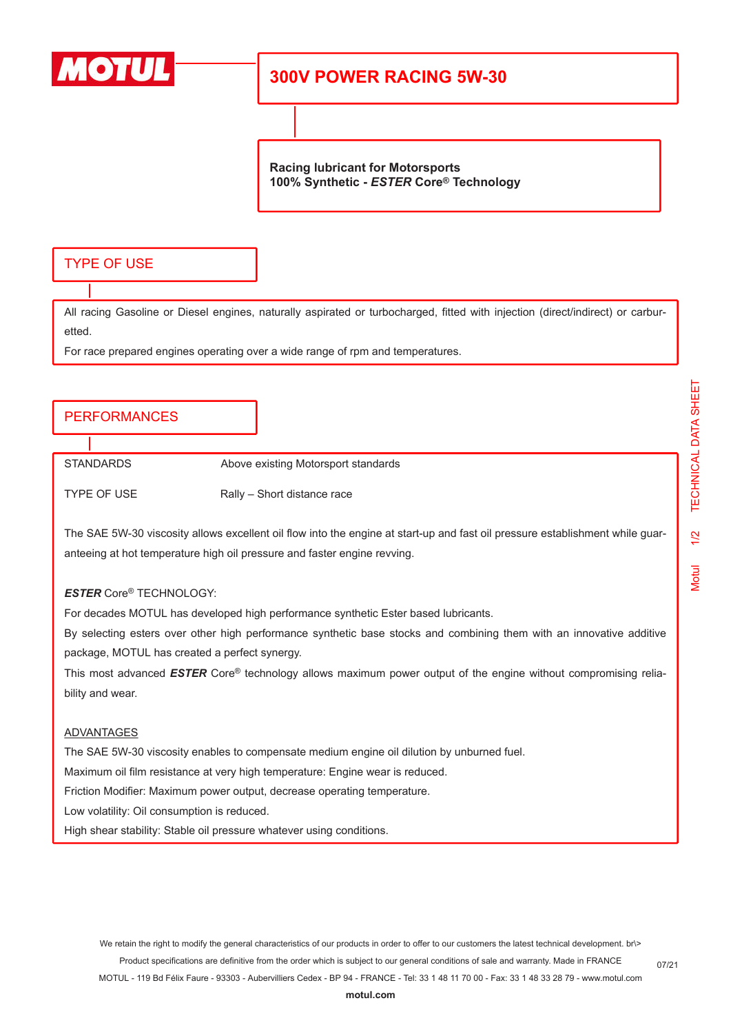# 300V POWER RACING 5W-30

**Racing lubricant for Motorsports**
**100% Synthetic - *ESTER* Core® Technology**

## TYPE OF USE

All racing Gasoline or Diesel engines, naturally aspirated or turbocharged, fitted with injection (direct/indirect) or carburetted.

For race prepared engines operating over a wide range of rpm and temperatures.

## PERFORMANCES

| | |
|---|---|
| STANDARDS | Above existing Motorsport standards |
| TYPE OF USE | Rally – Short distance race |

The SAE 5W-30 viscosity allows excellent oil flow into the engine at start-up and fast oil pressure establishment while guaranteeing at hot temperature high oil pressure and faster engine revving.

***ESTER*** **Core® TECHNOLOGY:**

For decades MOTUL has developed high performance synthetic Ester based lubricants.

By selecting esters over other high performance synthetic base stocks and combining them with an innovative additive package, MOTUL has created a perfect synergy.

This most advanced ***ESTER*** Core® technology allows maximum power output of the engine without compromising reliability and wear.

ADVANTAGES

The SAE 5W-30 viscosity enables to compensate medium engine oil dilution by unburned fuel.

Maximum oil film resistance at very high temperature: Engine wear is reduced.

Friction Modifier: Maximum power output, decrease operating temperature.

Low volatility: Oil consumption is reduced.

High shear stability: Stable oil pressure whatever using conditions.

We retain the right to modify the general characteristics of our products in order to offer to our customers the latest technical development. br\>
Product specifications are definitive from the order which is subject to our general conditions of sale and warranty. Made in FRANCE
MOTUL - 119 Bd Félix Faure - 93303 - Aubervilliers Cedex - BP 94 - FRANCE - Tel: 33 1 48 11 70 00 - Fax: 33 1 48 33 28 79 - www.motul.com

07/21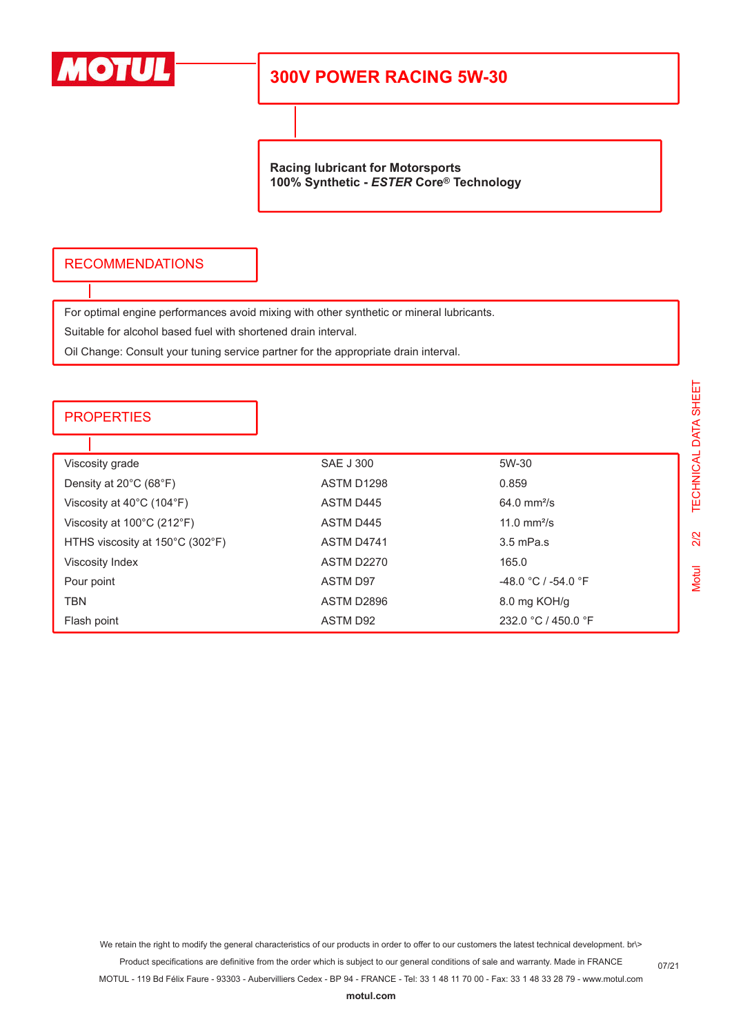# 300V POWER RACING 5W-30

**Racing lubricant for Motorsports**
**100% Synthetic - *ESTER* Core® Technology**

## RECOMMENDATIONS

For optimal engine performances avoid mixing with other synthetic or mineral lubricants.

Suitable for alcohol based fuel with shortened drain interval.

Oil Change: Consult your tuning service partner for the appropriate drain interval.

## PROPERTIES

| | | |
|---|---|---|
| Viscosity grade | SAE J 300 | 5W-30 |
| Density at 20°C (68°F) | ASTM D1298 | 0.859 |
| Viscosity at 40°C (104°F) | ASTM D445 | 64.0 mm²/s |
| Viscosity at 100°C (212°F) | ASTM D445 | 11.0 mm²/s |
| HTHS viscosity at 150°C (302°F) | ASTM D4741 | 3.5 mPa.s |
| Viscosity Index | ASTM D2270 | 165.0 |
| Pour point | ASTM D97 | -48.0 °C / -54.0 °F |
| TBN | ASTM D2896 | 8.0 mg KOH/g |
| Flash point | ASTM D92 | 232.0 °C / 450.0 °F |

We retain the right to modify the general characteristics of our products in order to offer to our customers the latest technical development. br\>
Product specifications are definitive from the order which is subject to our general conditions of sale and warranty. Made in FRANCE
MOTUL - 119 Bd Félix Faure - 93303 - Aubervilliers Cedex - BP 94 - FRANCE - Tel: 33 1 48 11 70 00 - Fax: 33 1 48 33 28 79 - www.motul.com

07/21